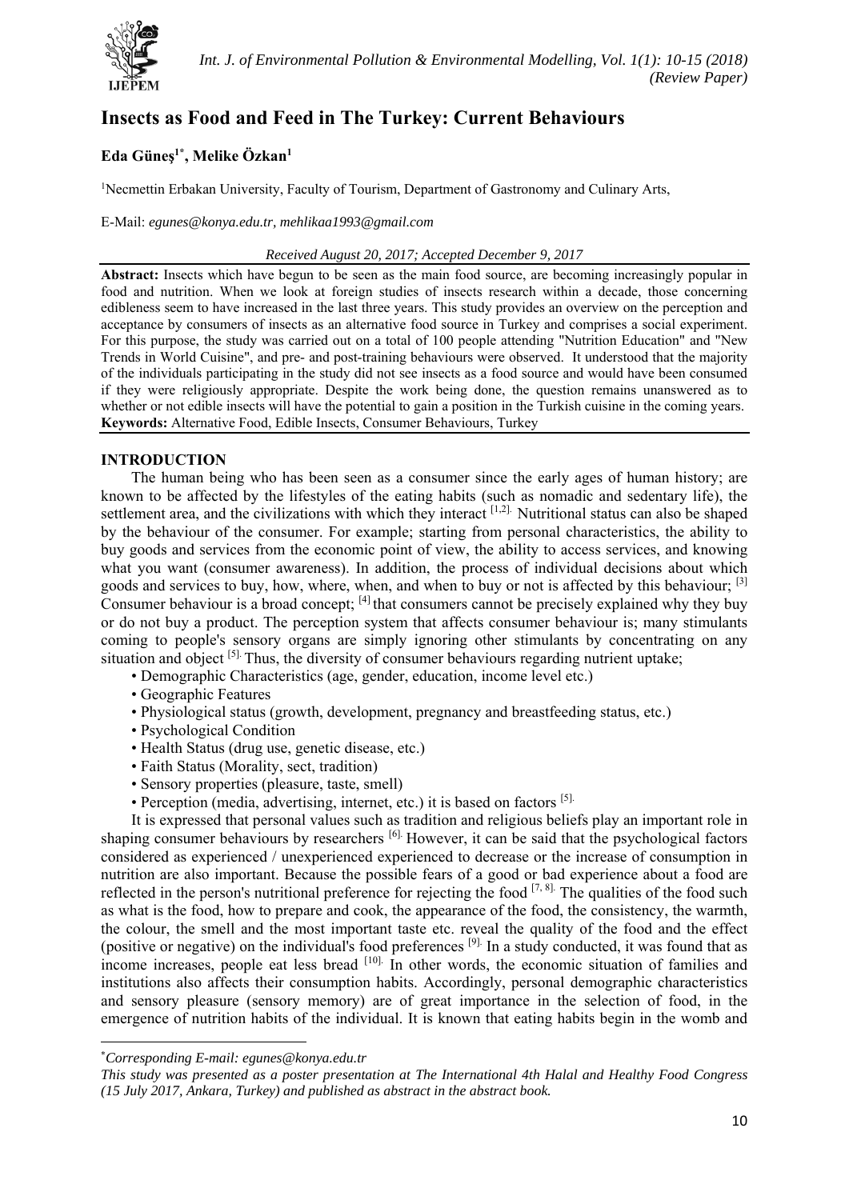# Insects as Food and Feed in The Turkey: Current Behaviours

**Eda Güneş[1*], Melike Özkan[1]**

[1]Necmettin Erbakan University, Faculty of Tourism, Department of Gastronomy and Culinary Arts,

E-Mail: *egunes@konya.edu.tr, mehlikaa1993@gmail.com*

*Received August 20, 2017; Accepted December 9, 2017*

**Abstract:** Insects which have begun to be seen as the main food source, are becoming increasingly popular in food and nutrition. When we look at foreign studies of insects research within a decade, those concerning edibleness seem to have increased in the last three years. This study provides an overview on the perception and acceptance by consumers of insects as an alternative food source in Turkey and comprises a social experiment. For this purpose, the study was carried out on a total of 100 people attending "Nutrition Education" and "New Trends in World Cuisine", and pre- and post-training behaviours were observed. It understood that the majority of the individuals participating in the study did not see insects as a food source and would have been consumed if they were religiously appropriate. Despite the work being done, the question remains unanswered as to whether or not edible insects will have the potential to gain a position in the Turkish cuisine in the coming years.
**Keywords:** Alternative Food, Edible Insects, Consumer Behaviours, Turkey

## INTRODUCTION

The human being who has been seen as a consumer since the early ages of human history; are known to be affected by the lifestyles of the eating habits (such as nomadic and sedentary life), the settlement area, and the civilizations with which they interact [1,2]. Nutritional status can also be shaped by the behaviour of the consumer. For example; starting from personal characteristics, the ability to buy goods and services from the economic point of view, the ability to access services, and knowing what you want (consumer awareness). In addition, the process of individual decisions about which goods and services to buy, how, where, when, and when to buy or not is affected by this behaviour; [3] Consumer behaviour is a broad concept; [4] that consumers cannot be precisely explained why they buy or do not buy a product. The perception system that affects consumer behaviour is; many stimulants coming to people's sensory organs are simply ignoring other stimulants by concentrating on any situation and object [5]. Thus, the diversity of consumer behaviours regarding nutrient uptake;

- Demographic Characteristics (age, gender, education, income level etc.)
- Geographic Features
- Physiological status (growth, development, pregnancy and breastfeeding status, etc.)
- Psychological Condition
- Health Status (drug use, genetic disease, etc.)
- Faith Status (Morality, sect, tradition)
- Sensory properties (pleasure, taste, smell)
- Perception (media, advertising, internet, etc.) it is based on factors [5].

It is expressed that personal values such as tradition and religious beliefs play an important role in shaping consumer behaviours by researchers [6]. However, it can be said that the psychological factors considered as experienced / unexperienced experienced to decrease or the increase of consumption in nutrition are also important. Because the possible fears of a good or bad experience about a food are reflected in the person's nutritional preference for rejecting the food [7, 8]. The qualities of the food such as what is the food, how to prepare and cook, the appearance of the food, the consistency, the warmth, the colour, the smell and the most important taste etc. reveal the quality of the food and the effect (positive or negative) on the individual's food preferences [9]. In a study conducted, it was found that as income increases, people eat less bread [10]. In other words, the economic situation of families and institutions also affects their consumption habits. Accordingly, personal demographic characteristics and sensory pleasure (sensory memory) are of great importance in the selection of food, in the emergence of nutrition habits of the individual. It is known that eating habits begin in the womb and

---

*Corresponding E-mail: egunes@konya.edu.tr*

*This study was presented as a poster presentation at The International 4th Halal and Healthy Food Congress (15 July 2017, Ankara, Turkey) and published as abstract in the abstract book.*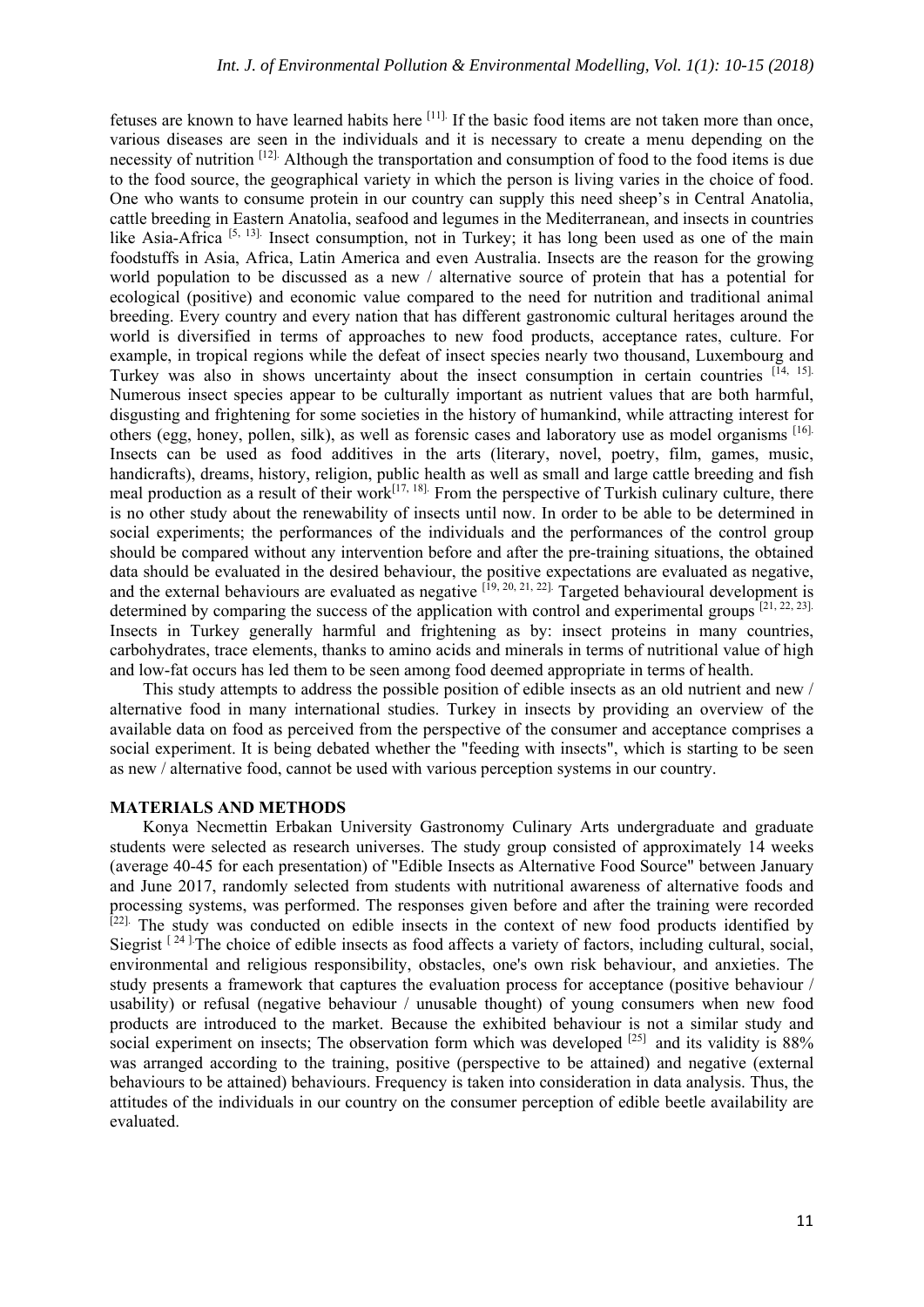fetuses are known to have learned habits here [11]. If the basic food items are not taken more than once, various diseases are seen in the individuals and it is necessary to create a menu depending on the necessity of nutrition [12]. Although the transportation and consumption of food to the food items is due to the food source, the geographical variety in which the person is living varies in the choice of food. One who wants to consume protein in our country can supply this need sheep's in Central Anatolia, cattle breeding in Eastern Anatolia, seafood and legumes in the Mediterranean, and insects in countries like Asia-Africa [5, 13]. Insect consumption, not in Turkey; it has long been used as one of the main foodstuffs in Asia, Africa, Latin America and even Australia. Insects are the reason for the growing world population to be discussed as a new / alternative source of protein that has a potential for ecological (positive) and economic value compared to the need for nutrition and traditional animal breeding. Every country and every nation that has different gastronomic cultural heritages around the world is diversified in terms of approaches to new food products, acceptance rates, culture. For example, in tropical regions while the defeat of insect species nearly two thousand, Luxembourg and Turkey was also in shows uncertainty about the insect consumption in certain countries [14, 15]. Numerous insect species appear to be culturally important as nutrient values that are both harmful, disgusting and frightening for some societies in the history of humankind, while attracting interest for others (egg, honey, pollen, silk), as well as forensic cases and laboratory use as model organisms [16]. Insects can be used as food additives in the arts (literary, novel, poetry, film, games, music, handicrafts), dreams, history, religion, public health as well as small and large cattle breeding and fish meal production as a result of their work[17, 18]. From the perspective of Turkish culinary culture, there is no other study about the renewability of insects until now. In order to be able to be determined in social experiments; the performances of the individuals and the performances of the control group should be compared without any intervention before and after the pre-training situations, the obtained data should be evaluated in the desired behaviour, the positive expectations are evaluated as negative, and the external behaviours are evaluated as negative [19, 20, 21, 22]. Targeted behavioural development is determined by comparing the success of the application with control and experimental groups [21, 22, 23]. Insects in Turkey generally harmful and frightening as by: insect proteins in many countries, carbohydrates, trace elements, thanks to amino acids and minerals in terms of nutritional value of high and low-fat occurs has led them to be seen among food deemed appropriate in terms of health.

This study attempts to address the possible position of edible insects as an old nutrient and new / alternative food in many international studies. Turkey in insects by providing an overview of the available data on food as perceived from the perspective of the consumer and acceptance comprises a social experiment. It is being debated whether the "feeding with insects", which is starting to be seen as new / alternative food, cannot be used with various perception systems in our country.

## MATERIALS AND METHODS

Konya Necmettin Erbakan University Gastronomy Culinary Arts undergraduate and graduate students were selected as research universes. The study group consisted of approximately 14 weeks (average 40-45 for each presentation) of "Edible Insects as Alternative Food Source" between January and June 2017, randomly selected from students with nutritional awareness of alternative foods and processing systems, was performed. The responses given before and after the training were recorded [22]. The study was conducted on edible insects in the context of new food products identified by Siegrist [24]. The choice of edible insects as food affects a variety of factors, including cultural, social, environmental and religious responsibility, obstacles, one's own risk behaviour, and anxieties. The study presents a framework that captures the evaluation process for acceptance (positive behaviour / usability) or refusal (negative behaviour / unusable thought) of young consumers when new food products are introduced to the market. Because the exhibited behaviour is not a similar study and social experiment on insects; The observation form which was developed [25] and its validity is 88% was arranged according to the training, positive (perspective to be attained) and negative (external behaviours to be attained) behaviours. Frequency is taken into consideration in data analysis. Thus, the attitudes of the individuals in our country on the consumer perception of edible beetle availability are evaluated.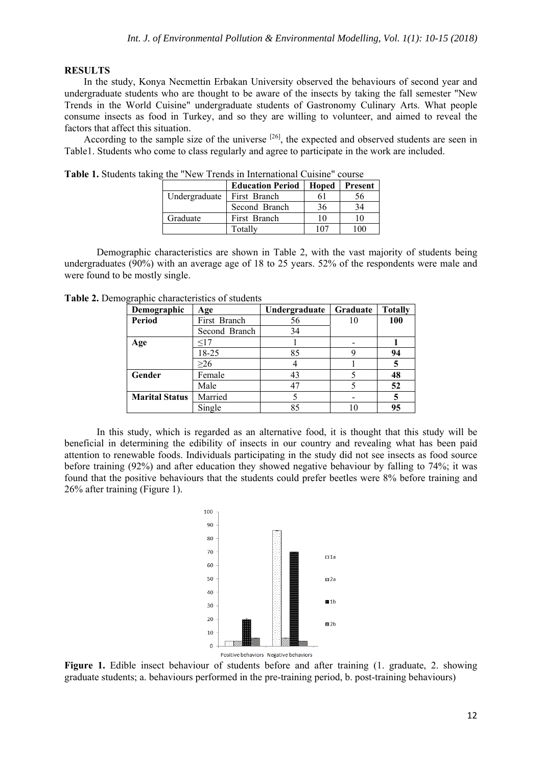## RESULTS

In the study, Konya Necmettin Erbakan University observed the behaviours of second year and undergraduate students who are thought to be aware of the insects by taking the fall semester "New Trends in the World Cuisine" undergraduate students of Gastronomy Culinary Arts. What people consume insects as food in Turkey, and so they are willing to volunteer, and aimed to reveal the factors that affect this situation.

According to the sample size of the universe [26], the expected and observed students are seen in Table1. Students who come to class regularly and agree to participate in the work are included.

**Table 1.** Students taking the "New Trends in International Cuisine" course

| | Education Period | Hoped | Present |
|---|---|---|---|
| Undergraduate | First Branch | 61 | 56 |
| | Second Branch | 36 | 34 |
| Graduate | First Branch | 10 | 10 |
| | Totally | 107 | 100 |

Demographic characteristics are shown in Table 2, with the vast majority of students being undergraduates (90%) with an average age of 18 to 25 years. 52% of the respondents were male and were found to be mostly single.

**Table 2.** Demographic characteristics of students

| Demographic | Age | Undergraduate | Graduate | Totally |
|---|---|---|---|---|
| **Period** | First Branch | 56 | 10 | **100** |
| | Second Branch | 34 | | |
| **Age** | ≤17 | 1 | - | **1** |
| | 18-25 | 85 | 9 | **94** |
| | ≥26 | 4 | 1 | **5** |
| **Gender** | Female | 43 | 5 | **48** |
| | Male | 47 | 5 | **52** |
| **Marital Status** | Married | 5 | - | **5** |
| | Single | 85 | 10 | **95** |

In this study, which is regarded as an alternative food, it is thought that this study will be beneficial in determining the edibility of insects in our country and revealing what has been paid attention to renewable foods. Individuals participating in the study did not see insects as food source before training (92%) and after education they showed negative behaviour by falling to 74%; it was found that the positive behaviours that the students could prefer beetles were 8% before training and 26% after training (Figure 1).

**Figure 1.** Edible insect behaviour of students before and after training (1. graduate, 2. showing graduate students; a. behaviours performed in the pre-training period, b. post-training behaviours)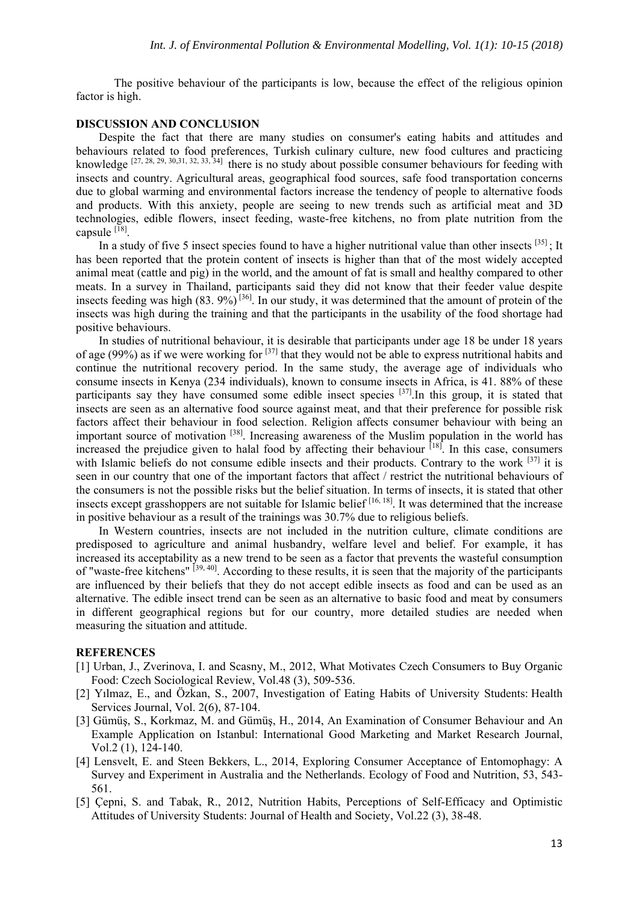The positive behaviour of the participants is low, because the effect of the religious opinion factor is high.

## DISCUSSION AND CONCLUSION

Despite the fact that there are many studies on consumer's eating habits and attitudes and behaviours related to food preferences, Turkish culinary culture, new food cultures and practicing knowledge [27, 28, 29, 30,31, 32, 33, 34] there is no study about possible consumer behaviours for feeding with insects and country. Agricultural areas, geographical food sources, safe food transportation concerns due to global warming and environmental factors increase the tendency of people to alternative foods and products. With this anxiety, people are seeing to new trends such as artificial meat and 3D technologies, edible flowers, insect feeding, waste-free kitchens, no from plate nutrition from the capsule [18].

In a study of five 5 insect species found to have a higher nutritional value than other insects [35]; It has been reported that the protein content of insects is higher than that of the most widely accepted animal meat (cattle and pig) in the world, and the amount of fat is small and healthy compared to other meats. In a survey in Thailand, participants said they did not know that their feeder value despite insects feeding was high (83. 9%) [36]. In our study, it was determined that the amount of protein of the insects was high during the training and that the participants in the usability of the food shortage had positive behaviours.

In studies of nutritional behaviour, it is desirable that participants under age 18 be under 18 years of age (99%) as if we were working for [37] that they would not be able to express nutritional habits and continue the nutritional recovery period. In the same study, the average age of individuals who consume insects in Kenya (234 individuals), known to consume insects in Africa, is 41. 88% of these participants say they have consumed some edible insect species [37].In this group, it is stated that insects are seen as an alternative food source against meat, and that their preference for possible risk factors affect their behaviour in food selection. Religion affects consumer behaviour with being an important source of motivation [38]. Increasing awareness of the Muslim population in the world has increased the prejudice given to halal food by affecting their behaviour [18]. In this case, consumers with Islamic beliefs do not consume edible insects and their products. Contrary to the work [37] it is seen in our country that one of the important factors that affect / restrict the nutritional behaviours of the consumers is not the possible risks but the belief situation. In terms of insects, it is stated that other insects except grasshoppers are not suitable for Islamic belief [16, 18]. It was determined that the increase in positive behaviour as a result of the trainings was 30.7% due to religious beliefs.

In Western countries, insects are not included in the nutrition culture, climate conditions are predisposed to agriculture and animal husbandry, welfare level and belief. For example, it has increased its acceptability as a new trend to be seen as a factor that prevents the wasteful consumption of "waste-free kitchens" [39, 40]. According to these results, it is seen that the majority of the participants are influenced by their beliefs that they do not accept edible insects as food and can be used as an alternative. The edible insect trend can be seen as an alternative to basic food and meat by consumers in different geographical regions but for our country, more detailed studies are needed when measuring the situation and attitude.

## REFERENCES

[1] Urban, J., Zverinova, I. and Scasny, M., 2012, What Motivates Czech Consumers to Buy Organic Food: Czech Sociological Review, Vol.48 (3), 509-536.

[2] Yılmaz, E., and Özkan, S., 2007, Investigation of Eating Habits of University Students: Health Services Journal, Vol. 2(6), 87-104.

[3] Gümüş, S., Korkmaz, M. and Gümüş, H., 2014, An Examination of Consumer Behaviour and An Example Application on Istanbul: International Good Marketing and Market Research Journal, Vol.2 (1), 124-140.

[4] Lensvelt, E. and Steen Bekkers, L., 2014, Exploring Consumer Acceptance of Entomophagy: A Survey and Experiment in Australia and the Netherlands. Ecology of Food and Nutrition, 53, 543-561.

[5] Çepni, S. and Tabak, R., 2012, Nutrition Habits, Perceptions of Self-Efficacy and Optimistic Attitudes of University Students: Journal of Health and Society, Vol.22 (3), 38-48.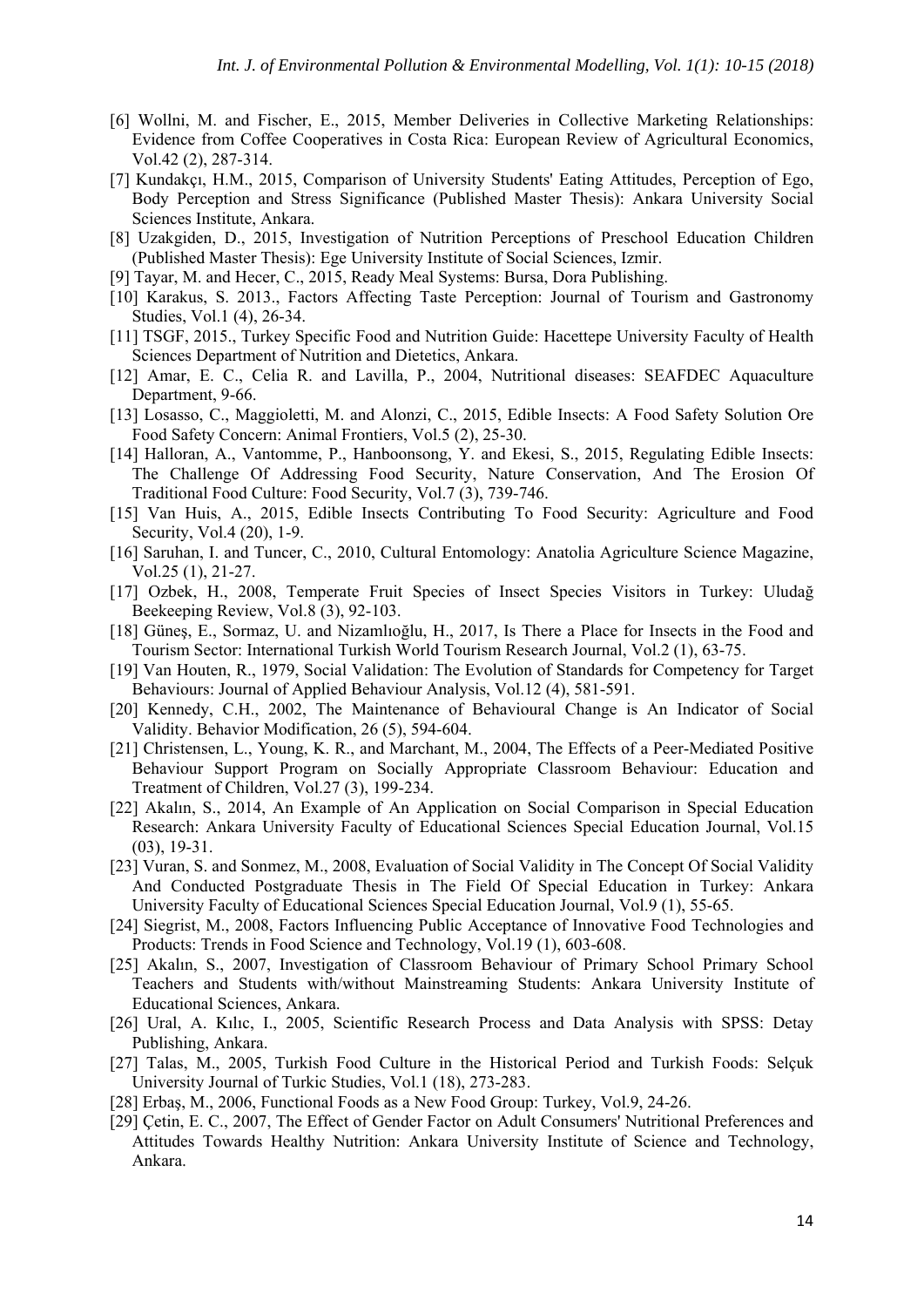[6] Wollni, M. and Fischer, E., 2015, Member Deliveries in Collective Marketing Relationships: Evidence from Coffee Cooperatives in Costa Rica: European Review of Agricultural Economics, Vol.42 (2), 287-314.

[7] Kundakçı, H.M., 2015, Comparison of University Students' Eating Attitudes, Perception of Ego, Body Perception and Stress Significance (Published Master Thesis): Ankara University Social Sciences Institute, Ankara.

[8] Uzakgiden, D., 2015, Investigation of Nutrition Perceptions of Preschool Education Children (Published Master Thesis): Ege University Institute of Social Sciences, Izmir.

[9] Tayar, M. and Hecer, C., 2015, Ready Meal Systems: Bursa, Dora Publishing.

[10] Karakus, S. 2013., Factors Affecting Taste Perception: Journal of Tourism and Gastronomy Studies, Vol.1 (4), 26-34.

[11] TSGF, 2015., Turkey Specific Food and Nutrition Guide: Hacettepe University Faculty of Health Sciences Department of Nutrition and Dietetics, Ankara.

[12] Amar, E. C., Celia R. and Lavilla, P., 2004, Nutritional diseases: SEAFDEC Aquaculture Department, 9-66.

[13] Losasso, C., Maggioletti, M. and Alonzi, C., 2015, Edible Insects: A Food Safety Solution Ore Food Safety Concern: Animal Frontiers, Vol.5 (2), 25-30.

[14] Halloran, A., Vantomme, P., Hanboonsong, Y. and Ekesi, S., 2015, Regulating Edible Insects: The Challenge Of Addressing Food Security, Nature Conservation, And The Erosion Of Traditional Food Culture: Food Security, Vol.7 (3), 739-746.

[15] Van Huis, A., 2015, Edible Insects Contributing To Food Security: Agriculture and Food Security, Vol.4 (20), 1-9.

[16] Saruhan, I. and Tuncer, C., 2010, Cultural Entomology: Anatolia Agriculture Science Magazine, Vol.25 (1), 21-27.

[17] Ozbek, H., 2008, Temperate Fruit Species of Insect Species Visitors in Turkey: Uludağ Beekeeping Review, Vol.8 (3), 92-103.

[18] Güneş, E., Sormaz, U. and Nizamlıoğlu, H., 2017, Is There a Place for Insects in the Food and Tourism Sector: International Turkish World Tourism Research Journal, Vol.2 (1), 63-75.

[19] Van Houten, R., 1979, Social Validation: The Evolution of Standards for Competency for Target Behaviours: Journal of Applied Behaviour Analysis, Vol.12 (4), 581-591.

[20] Kennedy, C.H., 2002, The Maintenance of Behavioural Change is An Indicator of Social Validity. Behavior Modification, 26 (5), 594-604.

[21] Christensen, L., Young, K. R., and Marchant, M., 2004, The Effects of a Peer-Mediated Positive Behaviour Support Program on Socially Appropriate Classroom Behaviour: Education and Treatment of Children, Vol.27 (3), 199-234.

[22] Akalın, S., 2014, An Example of An Application on Social Comparison in Special Education Research: Ankara University Faculty of Educational Sciences Special Education Journal, Vol.15 (03), 19-31.

[23] Vuran, S. and Sonmez, M., 2008, Evaluation of Social Validity in The Concept Of Social Validity And Conducted Postgraduate Thesis in The Field Of Special Education in Turkey: Ankara University Faculty of Educational Sciences Special Education Journal, Vol.9 (1), 55-65.

[24] Siegrist, M., 2008, Factors Influencing Public Acceptance of Innovative Food Technologies and Products: Trends in Food Science and Technology, Vol.19 (1), 603-608.

[25] Akalın, S., 2007, Investigation of Classroom Behaviour of Primary School Primary School Teachers and Students with/without Mainstreaming Students: Ankara University Institute of Educational Sciences, Ankara.

[26] Ural, A. Kılıc, I., 2005, Scientific Research Process and Data Analysis with SPSS: Detay Publishing, Ankara.

[27] Talas, M., 2005, Turkish Food Culture in the Historical Period and Turkish Foods: Selçuk University Journal of Turkic Studies, Vol.1 (18), 273-283.

[28] Erbaş, M., 2006, Functional Foods as a New Food Group: Turkey, Vol.9, 24-26.

[29] Çetin, E. C., 2007, The Effect of Gender Factor on Adult Consumers' Nutritional Preferences and Attitudes Towards Healthy Nutrition: Ankara University Institute of Science and Technology, Ankara.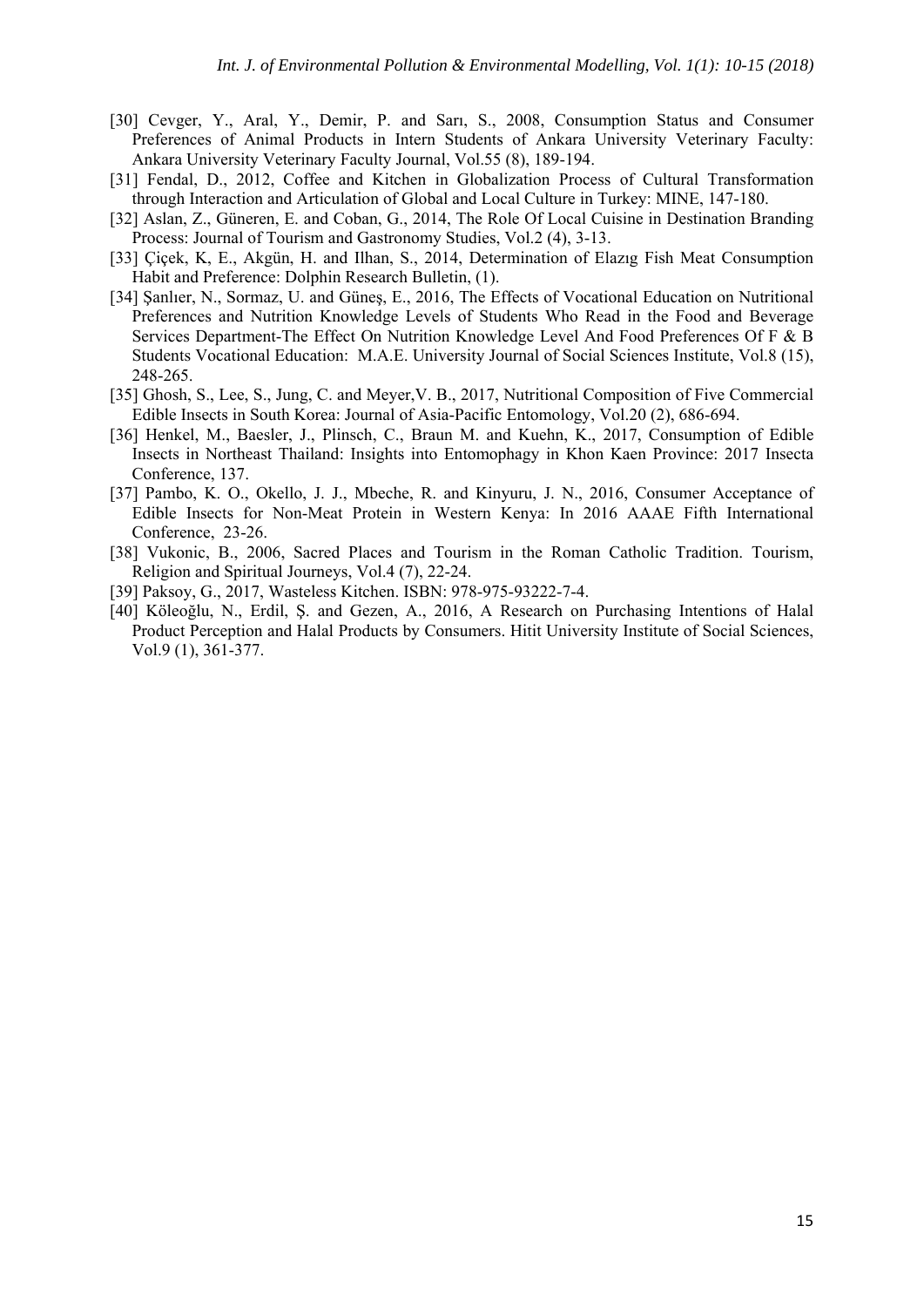[30] Cevger, Y., Aral, Y., Demir, P. and Sarı, S., 2008, Consumption Status and Consumer Preferences of Animal Products in Intern Students of Ankara University Veterinary Faculty: Ankara University Veterinary Faculty Journal, Vol.55 (8), 189-194.

[31] Fendal, D., 2012, Coffee and Kitchen in Globalization Process of Cultural Transformation through Interaction and Articulation of Global and Local Culture in Turkey: MINE, 147-180.

[32] Aslan, Z., Güneren, E. and Coban, G., 2014, The Role Of Local Cuisine in Destination Branding Process: Journal of Tourism and Gastronomy Studies, Vol.2 (4), 3-13.

[33] Çiçek, K, E., Akgün, H. and Ilhan, S., 2014, Determination of Elazıg Fish Meat Consumption Habit and Preference: Dolphin Research Bulletin, (1).

[34] Şanlıer, N., Sormaz, U. and Güneş, E., 2016, The Effects of Vocational Education on Nutritional Preferences and Nutrition Knowledge Levels of Students Who Read in the Food and Beverage Services Department-The Effect On Nutrition Knowledge Level And Food Preferences Of F & B Students Vocational Education: M.A.E. University Journal of Social Sciences Institute, Vol.8 (15), 248-265.

[35] Ghosh, S., Lee, S., Jung, C. and Meyer,V. B., 2017, Nutritional Composition of Five Commercial Edible Insects in South Korea: Journal of Asia-Pacific Entomology, Vol.20 (2), 686-694.

[36] Henkel, M., Baesler, J., Plinsch, C., Braun M. and Kuehn, K., 2017, Consumption of Edible Insects in Northeast Thailand: Insights into Entomophagy in Khon Kaen Province: 2017 Insecta Conference, 137.

[37] Pambo, K. O., Okello, J. J., Mbeche, R. and Kinyuru, J. N., 2016, Consumer Acceptance of Edible Insects for Non-Meat Protein in Western Kenya: In 2016 AAAE Fifth International Conference, 23-26.

[38] Vukonic, B., 2006, Sacred Places and Tourism in the Roman Catholic Tradition. Tourism, Religion and Spiritual Journeys, Vol.4 (7), 22-24.

[39] Paksoy, G., 2017, Wasteless Kitchen. ISBN: 978-975-93222-7-4.

[40] Köleoğlu, N., Erdil, Ş. and Gezen, A., 2016, A Research on Purchasing Intentions of Halal Product Perception and Halal Products by Consumers. Hitit University Institute of Social Sciences, Vol.9 (1), 361-377.